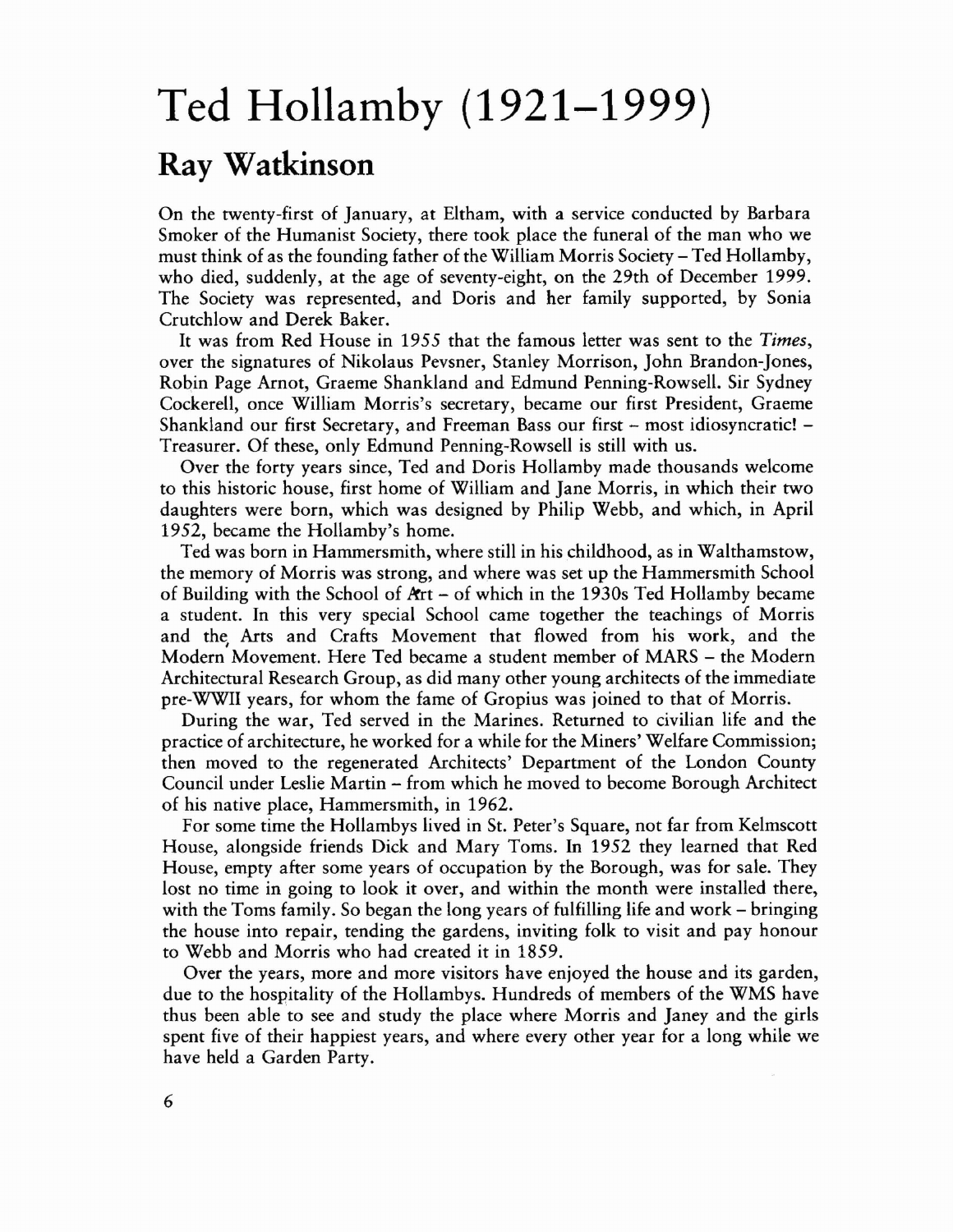# Ted Hollamby (1921–1999)

## Ray Watkinson

On the twenty-first of January, at Eltham, with a service conducted by Barbara Smoker of the Humanist Society, there took place the funeral of the man who we must think of as the founding father of the William Morris Society – Ted Hollamby, who died, suddenly, at the age of seventy-eight, on the 29th of December 1999. The Society was represented, and Doris and her family supported, by Sonia Crutchlow and Derek Baker.

It was from Red House in 1955 that the famous letter was sent to the *Times*, over the signatures of Nikolaus Pevsner, Stanley Morrison, John Brandon-Jones, Robin Page Arnot, Graeme Shankland and Edmund Penning-Rowsell. Sir Sydney Cockerell, once William Morris's secretary, became our first President, Graeme Shankland our first Secretary, and Freeman Bass our first – most idiosyncratic! – Treasurer. Of these, only Edmund Penning-Rowsell is still with us.

Over the forty years since, Ted and Doris Hollamby made thousands welcome to this historic house, first home of William and Jane Morris, in which their two daughters were born, which was designed by Philip Webb, and which, in April 1952, became the Hollamby's home.

Ted was born in Hammersmith, where still in his childhood, as in Walthamstow, the memory of Morris was strong, and where was set up the Hammersmith School of Building with the School of Art – of which in the 1930s Ted Hollamby became a student. In this very special School came together the teachings of Morris and the Arts and Crafts Movement that flowed from his work, and the Modern Movement. Here Ted became a student member of MARS – the Modern Architectural Research Group, as did many other young architects of the immediate pre-WWII years, for whom the fame of Gropius was joined to that of Morris.

During the war, Ted served in the Marines. Returned to civilian life and the practice of architecture, he worked for a while for the Miners' Welfare Commission; then moved to the regenerated Architects' Department of the London County Council under Leslie Martin – from which he moved to become Borough Architect of his native place, Hammersmith, in 1962.

For some time the Hollambys lived in St. Peter's Square, not far from Kelmscott House, alongside friends Dick and Mary Toms. In 1952 they learned that Red House, empty after some years of occupation by the Borough, was for sale. They lost no time in going to look it over, and within the month were installed there, with the Toms family. So began the long years of fulfilling life and work – bringing the house into repair, tending the gardens, inviting folk to visit and pay honour to Webb and Morris who had created it in 1859.

Over the years, more and more visitors have enjoyed the house and its garden, due to the hospitality of the Hollambys. Hundreds of members of the WMS have thus been able to see and study the place where Morris and Janey and the girls spent five of their happiest years, and where every other year for a long while we have held a Garden Party.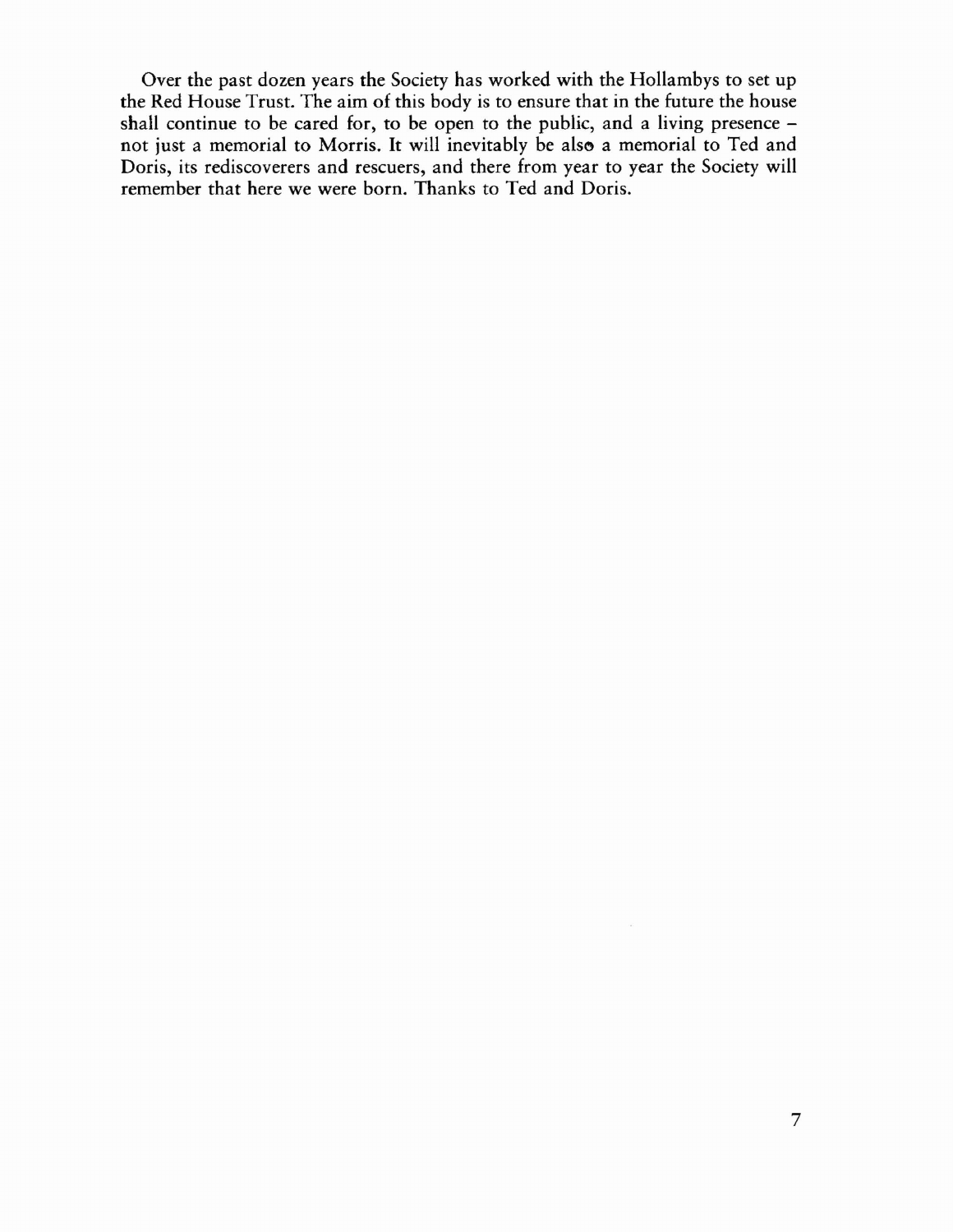Over the past dozen years the Society has worked with the Hollambys to set up the Red House Trust. The aim of this body is to ensure that in the future the house shall continue to be cared for, to be open to the public, and a living presence – not just a memorial to Morris. It will inevitably be also a memorial to Ted and Doris, its rediscoverers and rescuers, and there from year to year the Society will remember that here we were born. Thanks to Ted and Doris.